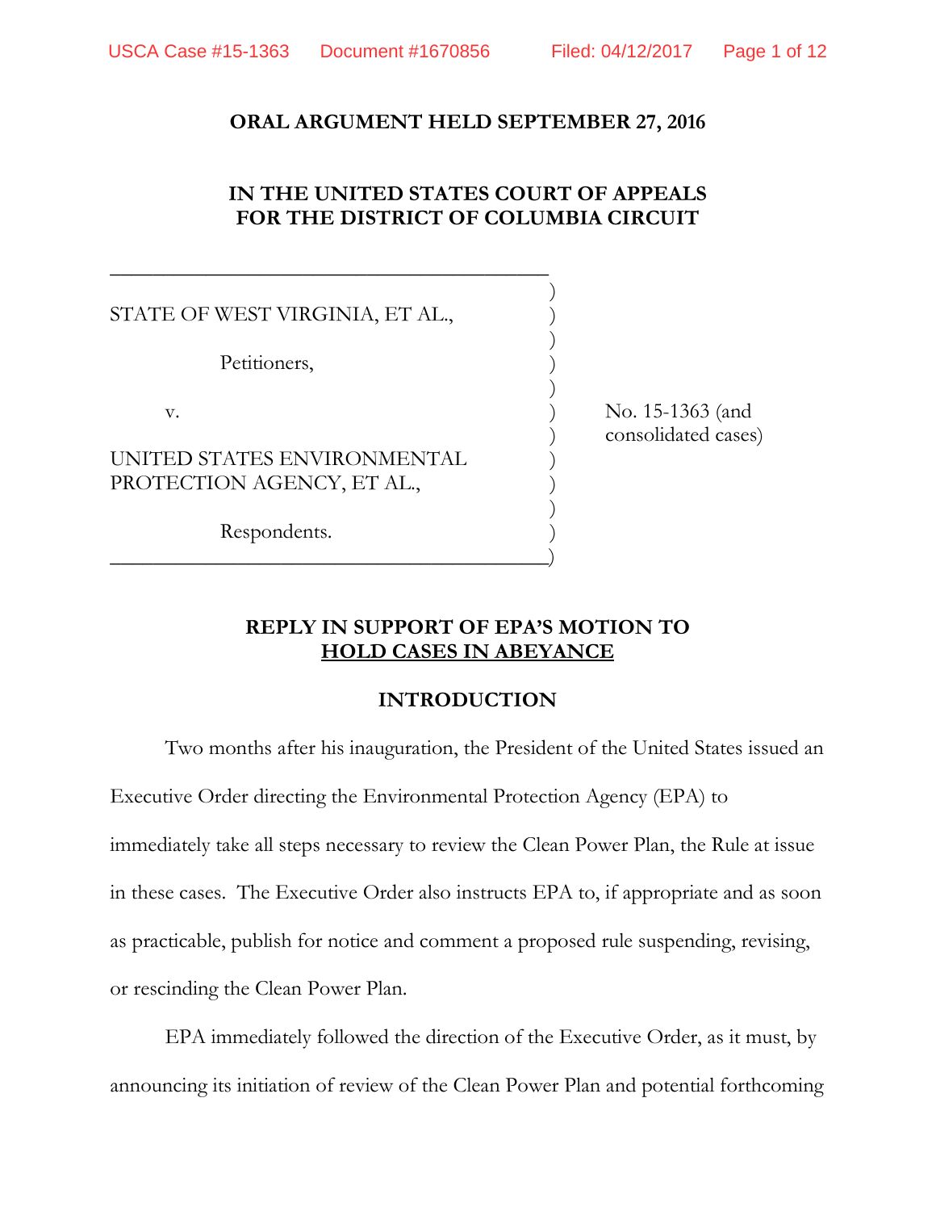**ORAL ARGUMENT HELD SEPTEMBER 27, 2016**

**IN THE UNITED STATES COURT OF APPEALS**
**FOR THE DISTRICT OF COLUMBIA CIRCUIT**

STATE OF WEST VIRGINIA, ET AL.,

Petitioners,

v.

UNITED STATES ENVIRONMENTAL PROTECTION AGENCY, ET AL.,

Respondents.

No. 15-1363 (and consolidated cases)

**REPLY IN SUPPORT OF EPA'S MOTION TO HOLD CASES IN ABEYANCE**

**INTRODUCTION**

Two months after his inauguration, the President of the United States issued an Executive Order directing the Environmental Protection Agency (EPA) to immediately take all steps necessary to review the Clean Power Plan, the Rule at issue in these cases. The Executive Order also instructs EPA to, if appropriate and as soon as practicable, publish for notice and comment a proposed rule suspending, revising, or rescinding the Clean Power Plan.

EPA immediately followed the direction of the Executive Order, as it must, by announcing its initiation of review of the Clean Power Plan and potential forthcoming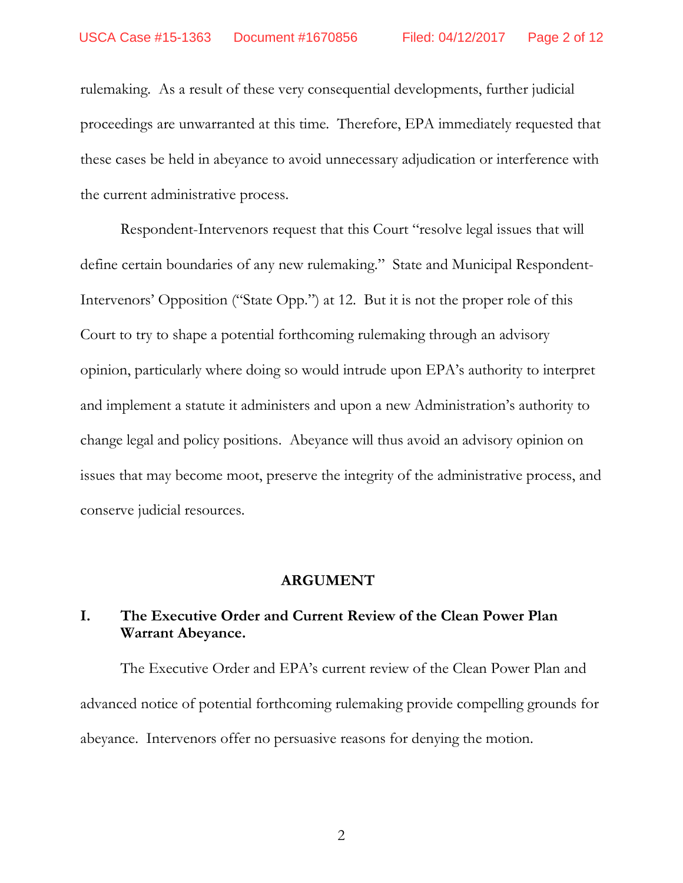rulemaking. As a result of these very consequential developments, further judicial proceedings are unwarranted at this time. Therefore, EPA immediately requested that these cases be held in abeyance to avoid unnecessary adjudication or interference with the current administrative process.

Respondent-Intervenors request that this Court "resolve legal issues that will define certain boundaries of any new rulemaking." State and Municipal Respondent-Intervenors' Opposition ("State Opp.") at 12. But it is not the proper role of this Court to try to shape a potential forthcoming rulemaking through an advisory opinion, particularly where doing so would intrude upon EPA's authority to interpret and implement a statute it administers and upon a new Administration's authority to change legal and policy positions. Abeyance will thus avoid an advisory opinion on issues that may become moot, preserve the integrity of the administrative process, and conserve judicial resources.

## ARGUMENT

### I. The Executive Order and Current Review of the Clean Power Plan Warrant Abeyance.

The Executive Order and EPA's current review of the Clean Power Plan and advanced notice of potential forthcoming rulemaking provide compelling grounds for abeyance. Intervenors offer no persuasive reasons for denying the motion.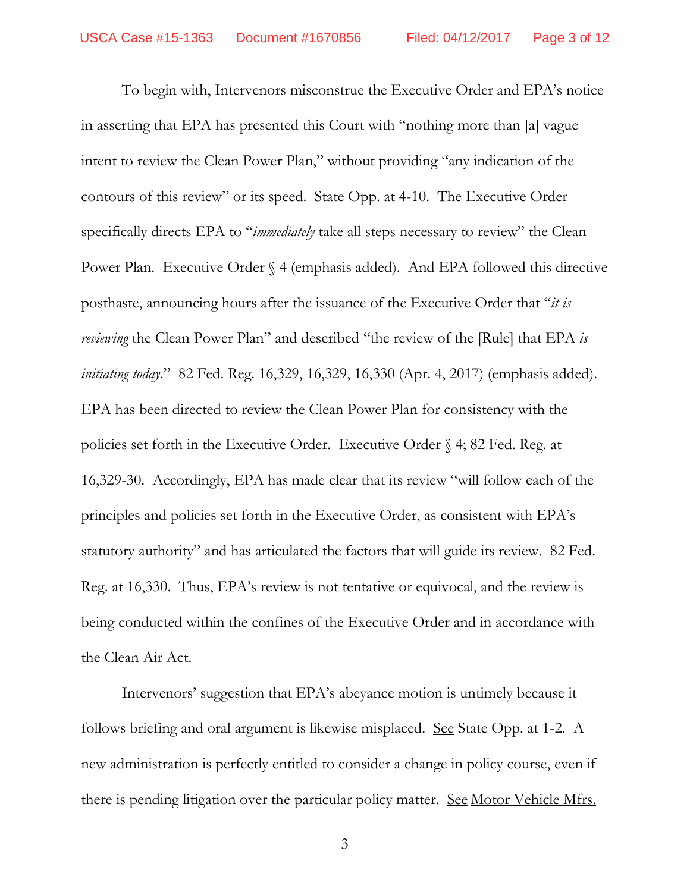To begin with, Intervenors misconstrue the Executive Order and EPA's notice in asserting that EPA has presented this Court with "nothing more than [a] vague intent to review the Clean Power Plan," without providing "any indication of the contours of this review" or its speed. State Opp. at 4-10. The Executive Order specifically directs EPA to "*immediately* take all steps necessary to review" the Clean Power Plan. Executive Order § 4 (emphasis added). And EPA followed this directive posthaste, announcing hours after the issuance of the Executive Order that "*it is reviewing* the Clean Power Plan" and described "the review of the [Rule] that EPA *is initiating today*." 82 Fed. Reg. 16,329, 16,329, 16,330 (Apr. 4, 2017) (emphasis added). EPA has been directed to review the Clean Power Plan for consistency with the policies set forth in the Executive Order. Executive Order § 4; 82 Fed. Reg. at 16,329-30. Accordingly, EPA has made clear that its review "will follow each of the principles and policies set forth in the Executive Order, as consistent with EPA's statutory authority" and has articulated the factors that will guide its review. 82 Fed. Reg. at 16,330. Thus, EPA's review is not tentative or equivocal, and the review is being conducted within the confines of the Executive Order and in accordance with the Clean Air Act.

Intervenors' suggestion that EPA's abeyance motion is untimely because it follows briefing and oral argument is likewise misplaced. See State Opp. at 1-2. A new administration is perfectly entitled to consider a change in policy course, even if there is pending litigation over the particular policy matter. See Motor Vehicle Mfrs.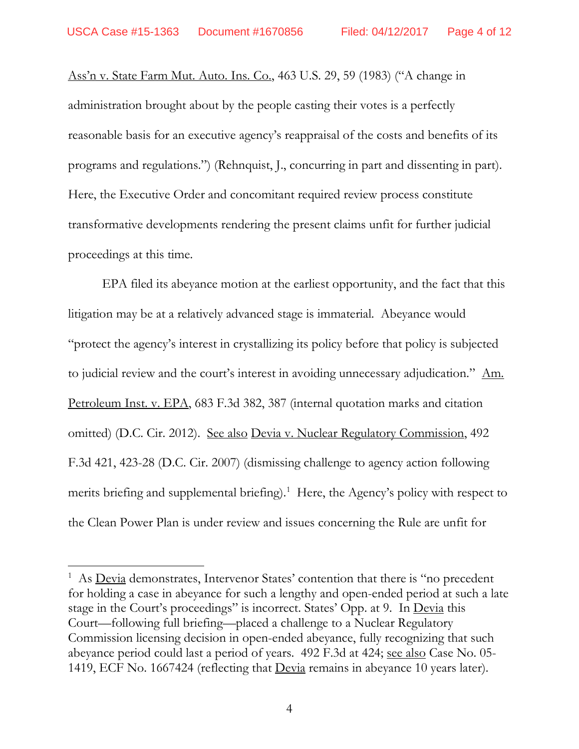Ass'n v. State Farm Mut. Auto. Ins. Co., 463 U.S. 29, 59 (1983) ("A change in administration brought about by the people casting their votes is a perfectly reasonable basis for an executive agency's reappraisal of the costs and benefits of its programs and regulations.") (Rehnquist, J., concurring in part and dissenting in part). Here, the Executive Order and concomitant required review process constitute transformative developments rendering the present claims unfit for further judicial proceedings at this time.

EPA filed its abeyance motion at the earliest opportunity, and the fact that this litigation may be at a relatively advanced stage is immaterial. Abeyance would "protect the agency's interest in crystallizing its policy before that policy is subjected to judicial review and the court's interest in avoiding unnecessary adjudication." Am. Petroleum Inst. v. EPA, 683 F.3d 382, 387 (internal quotation marks and citation omitted) (D.C. Cir. 2012). See also Devia v. Nuclear Regulatory Commission, 492 F.3d 421, 423-28 (D.C. Cir. 2007) (dismissing challenge to agency action following merits briefing and supplemental briefing).[1] Here, the Agency's policy with respect to the Clean Power Plan is under review and issues concerning the Rule are unfit for

[1] As Devia demonstrates, Intervenor States' contention that there is "no precedent for holding a case in abeyance for such a lengthy and open-ended period at such a late stage in the Court's proceedings" is incorrect. States' Opp. at 9. In Devia this Court—following full briefing—placed a challenge to a Nuclear Regulatory Commission licensing decision in open-ended abeyance, fully recognizing that such abeyance period could last a period of years. 492 F.3d at 424; see also Case No. 05-1419, ECF No. 1667424 (reflecting that Devia remains in abeyance 10 years later).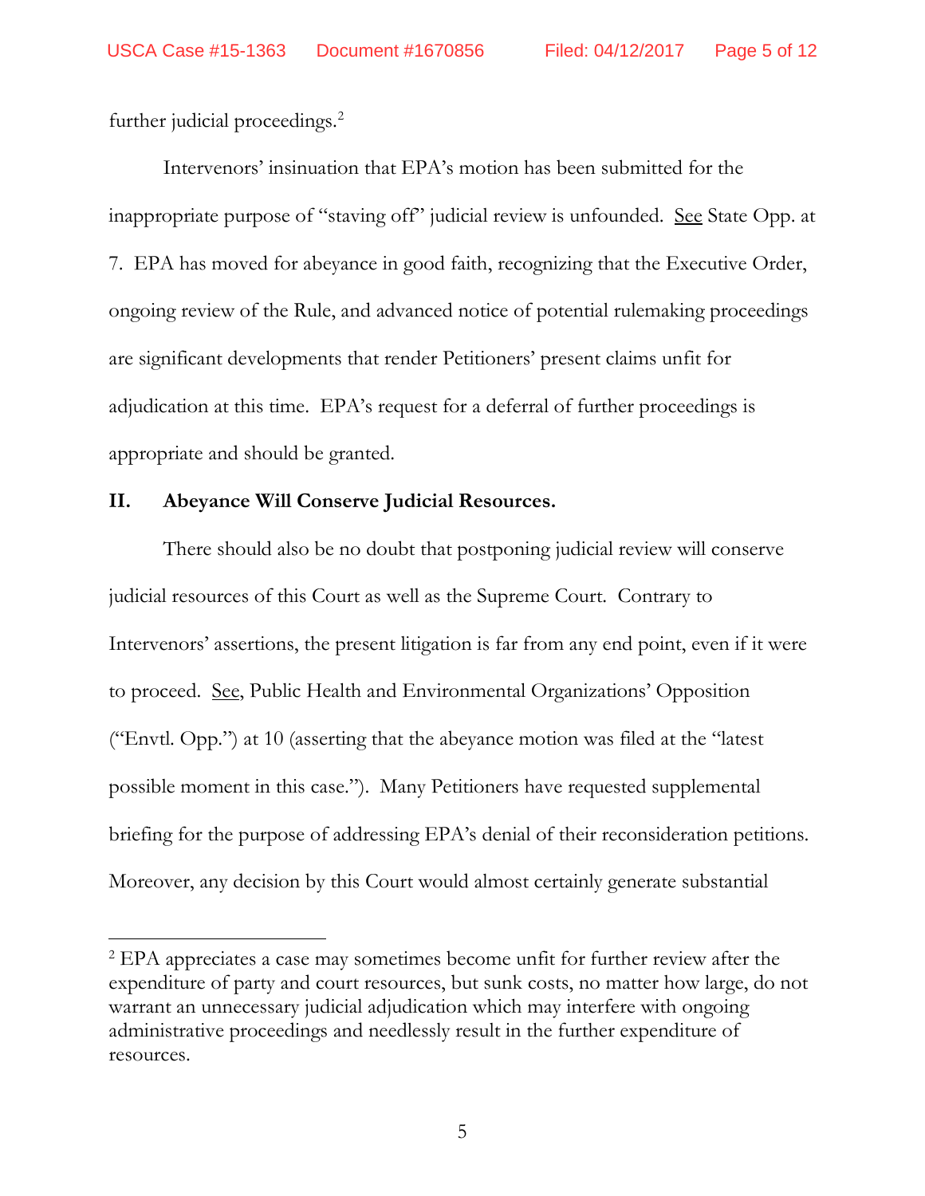further judicial proceedings.[2]

Intervenors' insinuation that EPA's motion has been submitted for the inappropriate purpose of "staving off" judicial review is unfounded. See State Opp. at 7. EPA has moved for abeyance in good faith, recognizing that the Executive Order, ongoing review of the Rule, and advanced notice of potential rulemaking proceedings are significant developments that render Petitioners' present claims unfit for adjudication at this time. EPA's request for a deferral of further proceedings is appropriate and should be granted.

## II. Abeyance Will Conserve Judicial Resources.

There should also be no doubt that postponing judicial review will conserve judicial resources of this Court as well as the Supreme Court. Contrary to Intervenors' assertions, the present litigation is far from any end point, even if it were to proceed. See, Public Health and Environmental Organizations' Opposition ("Envtl. Opp.") at 10 (asserting that the abeyance motion was filed at the "latest possible moment in this case."). Many Petitioners have requested supplemental briefing for the purpose of addressing EPA's denial of their reconsideration petitions. Moreover, any decision by this Court would almost certainly generate substantial

---

[2] EPA appreciates a case may sometimes become unfit for further review after the expenditure of party and court resources, but sunk costs, no matter how large, do not warrant an unnecessary judicial adjudication which may interfere with ongoing administrative proceedings and needlessly result in the further expenditure of resources.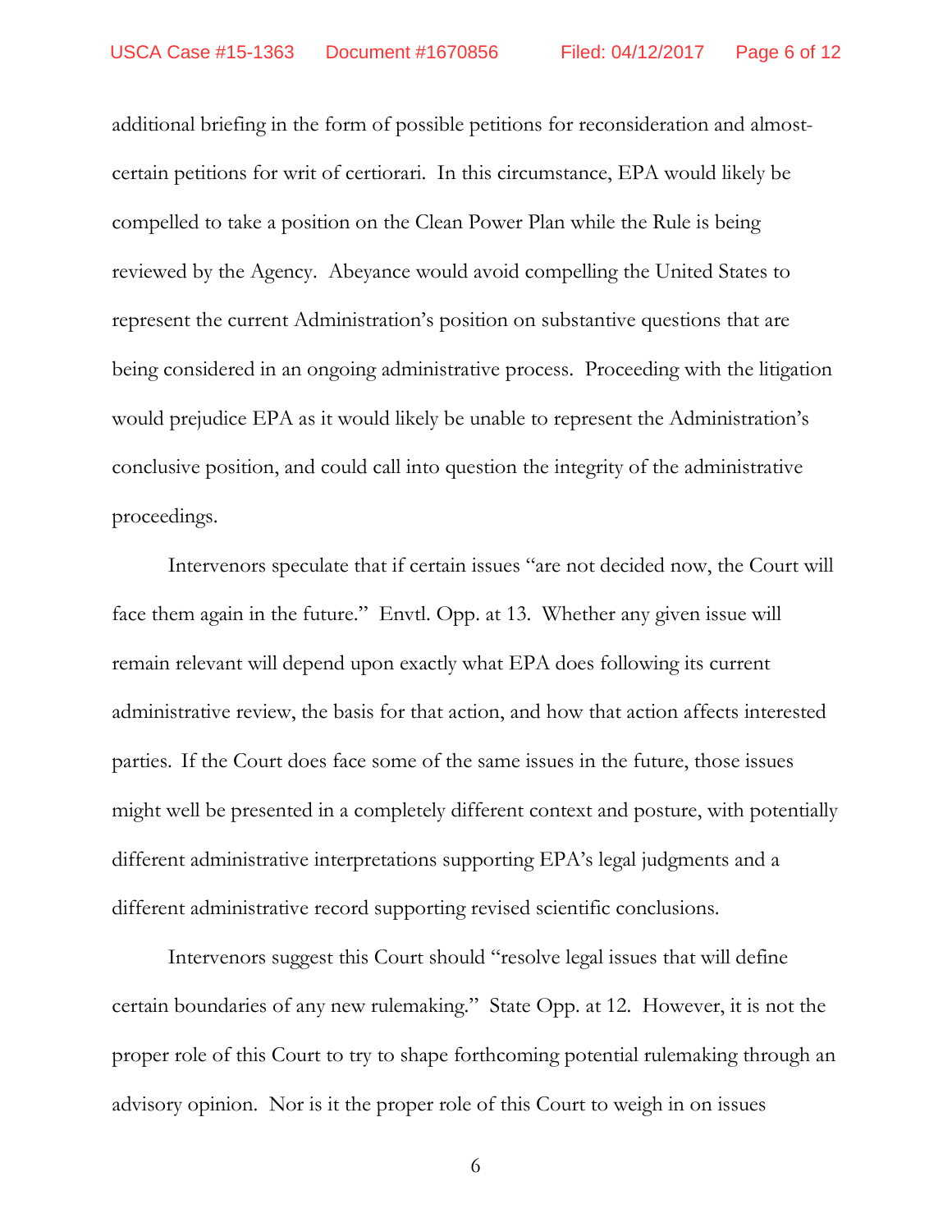additional briefing in the form of possible petitions for reconsideration and almost-certain petitions for writ of certiorari. In this circumstance, EPA would likely be compelled to take a position on the Clean Power Plan while the Rule is being reviewed by the Agency. Abeyance would avoid compelling the United States to represent the current Administration's position on substantive questions that are being considered in an ongoing administrative process. Proceeding with the litigation would prejudice EPA as it would likely be unable to represent the Administration's conclusive position, and could call into question the integrity of the administrative proceedings.

Intervenors speculate that if certain issues "are not decided now, the Court will face them again in the future." Envtl. Opp. at 13. Whether any given issue will remain relevant will depend upon exactly what EPA does following its current administrative review, the basis for that action, and how that action affects interested parties. If the Court does face some of the same issues in the future, those issues might well be presented in a completely different context and posture, with potentially different administrative interpretations supporting EPA's legal judgments and a different administrative record supporting revised scientific conclusions.

Intervenors suggest this Court should "resolve legal issues that will define certain boundaries of any new rulemaking." State Opp. at 12. However, it is not the proper role of this Court to try to shape forthcoming potential rulemaking through an advisory opinion. Nor is it the proper role of this Court to weigh in on issues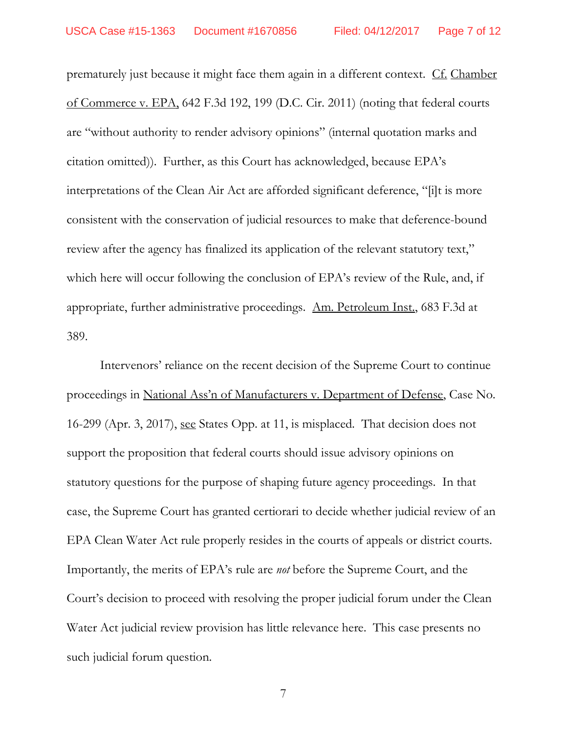prematurely just because it might face them again in a different context. Cf. Chamber of Commerce v. EPA, 642 F.3d 192, 199 (D.C. Cir. 2011) (noting that federal courts are "without authority to render advisory opinions" (internal quotation marks and citation omitted)). Further, as this Court has acknowledged, because EPA's interpretations of the Clean Air Act are afforded significant deference, "[i]t is more consistent with the conservation of judicial resources to make that deference-bound review after the agency has finalized its application of the relevant statutory text," which here will occur following the conclusion of EPA's review of the Rule, and, if appropriate, further administrative proceedings. Am. Petroleum Inst., 683 F.3d at 389.

Intervenors' reliance on the recent decision of the Supreme Court to continue proceedings in National Ass'n of Manufacturers v. Department of Defense, Case No. 16-299 (Apr. 3, 2017), see States Opp. at 11, is misplaced. That decision does not support the proposition that federal courts should issue advisory opinions on statutory questions for the purpose of shaping future agency proceedings. In that case, the Supreme Court has granted certiorari to decide whether judicial review of an EPA Clean Water Act rule properly resides in the courts of appeals or district courts. Importantly, the merits of EPA's rule are *not* before the Supreme Court, and the Court's decision to proceed with resolving the proper judicial forum under the Clean Water Act judicial review provision has little relevance here. This case presents no such judicial forum question.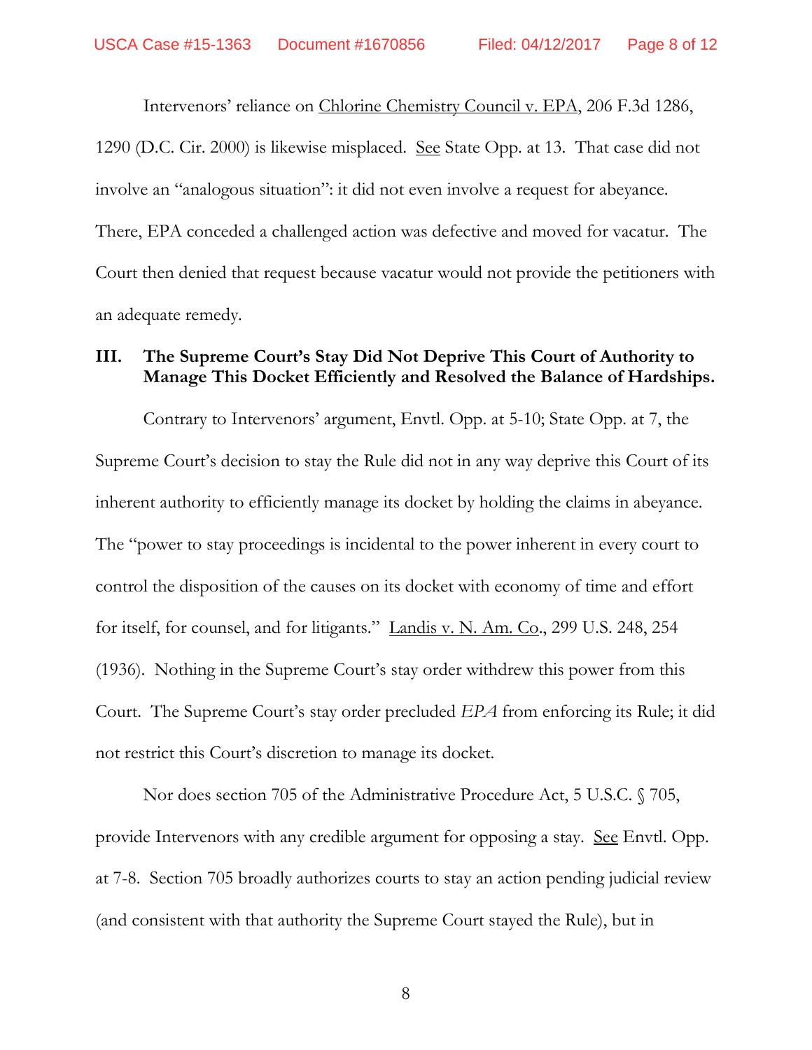Intervenors' reliance on Chlorine Chemistry Council v. EPA, 206 F.3d 1286, 1290 (D.C. Cir. 2000) is likewise misplaced. See State Opp. at 13. That case did not involve an "analogous situation": it did not even involve a request for abeyance. There, EPA conceded a challenged action was defective and moved for vacatur. The Court then denied that request because vacatur would not provide the petitioners with an adequate remedy.

## III. The Supreme Court's Stay Did Not Deprive This Court of Authority to Manage This Docket Efficiently and Resolved the Balance of Hardships.

Contrary to Intervenors' argument, Envtl. Opp. at 5-10; State Opp. at 7, the Supreme Court's decision to stay the Rule did not in any way deprive this Court of its inherent authority to efficiently manage its docket by holding the claims in abeyance. The "power to stay proceedings is incidental to the power inherent in every court to control the disposition of the causes on its docket with economy of time and effort for itself, for counsel, and for litigants." Landis v. N. Am. Co., 299 U.S. 248, 254 (1936). Nothing in the Supreme Court's stay order withdrew this power from this Court. The Supreme Court's stay order precluded *EPA* from enforcing its Rule; it did not restrict this Court's discretion to manage its docket.

Nor does section 705 of the Administrative Procedure Act, 5 U.S.C. § 705, provide Intervenors with any credible argument for opposing a stay. See Envtl. Opp. at 7-8. Section 705 broadly authorizes courts to stay an action pending judicial review (and consistent with that authority the Supreme Court stayed the Rule), but in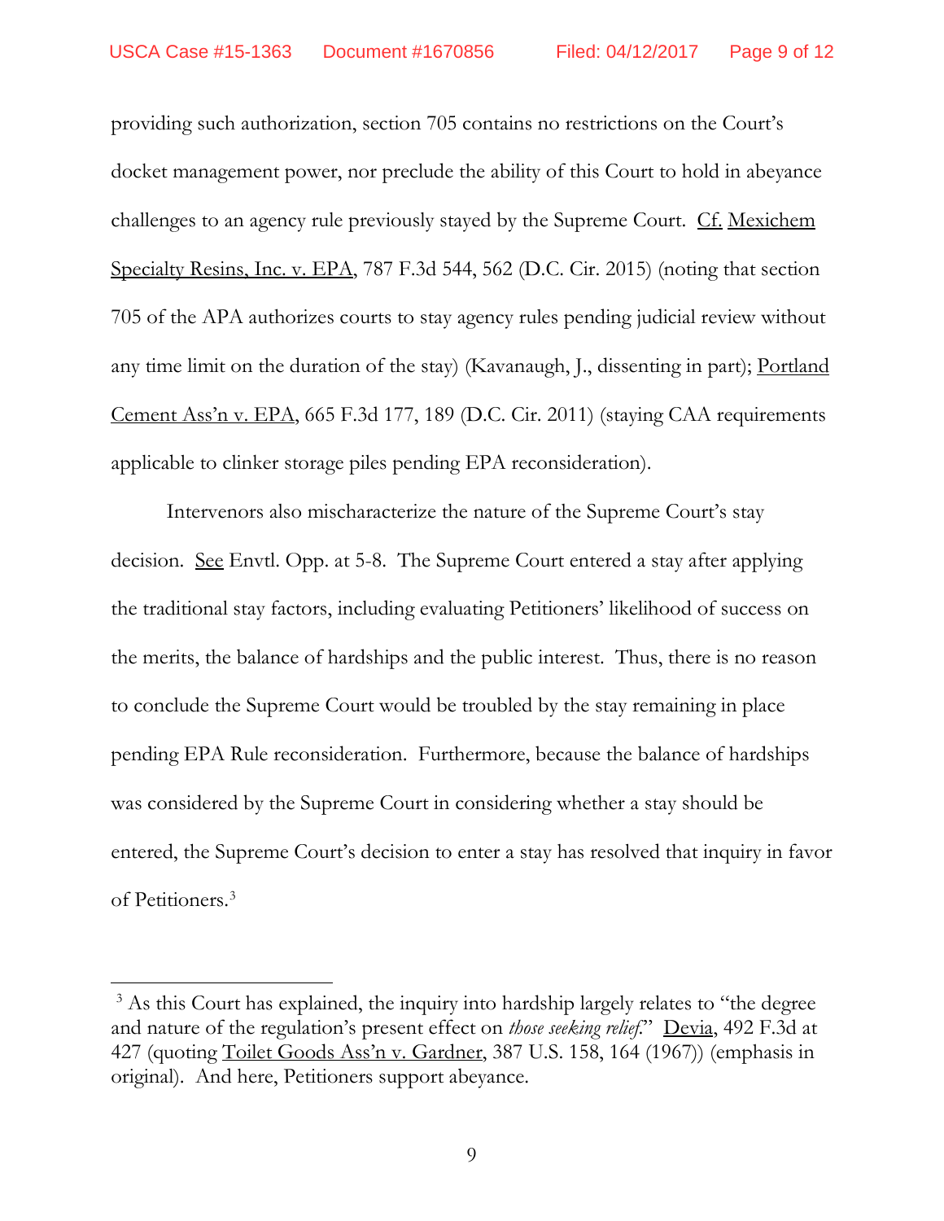providing such authorization, section 705 contains no restrictions on the Court's docket management power, nor preclude the ability of this Court to hold in abeyance challenges to an agency rule previously stayed by the Supreme Court. Cf. Mexichem Specialty Resins, Inc. v. EPA, 787 F.3d 544, 562 (D.C. Cir. 2015) (noting that section 705 of the APA authorizes courts to stay agency rules pending judicial review without any time limit on the duration of the stay) (Kavanaugh, J., dissenting in part); Portland Cement Ass'n v. EPA, 665 F.3d 177, 189 (D.C. Cir. 2011) (staying CAA requirements applicable to clinker storage piles pending EPA reconsideration).

Intervenors also mischaracterize the nature of the Supreme Court's stay decision. See Envtl. Opp. at 5-8. The Supreme Court entered a stay after applying the traditional stay factors, including evaluating Petitioners' likelihood of success on the merits, the balance of hardships and the public interest. Thus, there is no reason to conclude the Supreme Court would be troubled by the stay remaining in place pending EPA Rule reconsideration. Furthermore, because the balance of hardships was considered by the Supreme Court in considering whether a stay should be entered, the Supreme Court's decision to enter a stay has resolved that inquiry in favor of Petitioners.[3]

---

[3] As this Court has explained, the inquiry into hardship largely relates to "the degree and nature of the regulation's present effect on *those seeking relief*." Devia, 492 F.3d at 427 (quoting Toilet Goods Ass'n v. Gardner, 387 U.S. 158, 164 (1967)) (emphasis in original). And here, Petitioners support abeyance.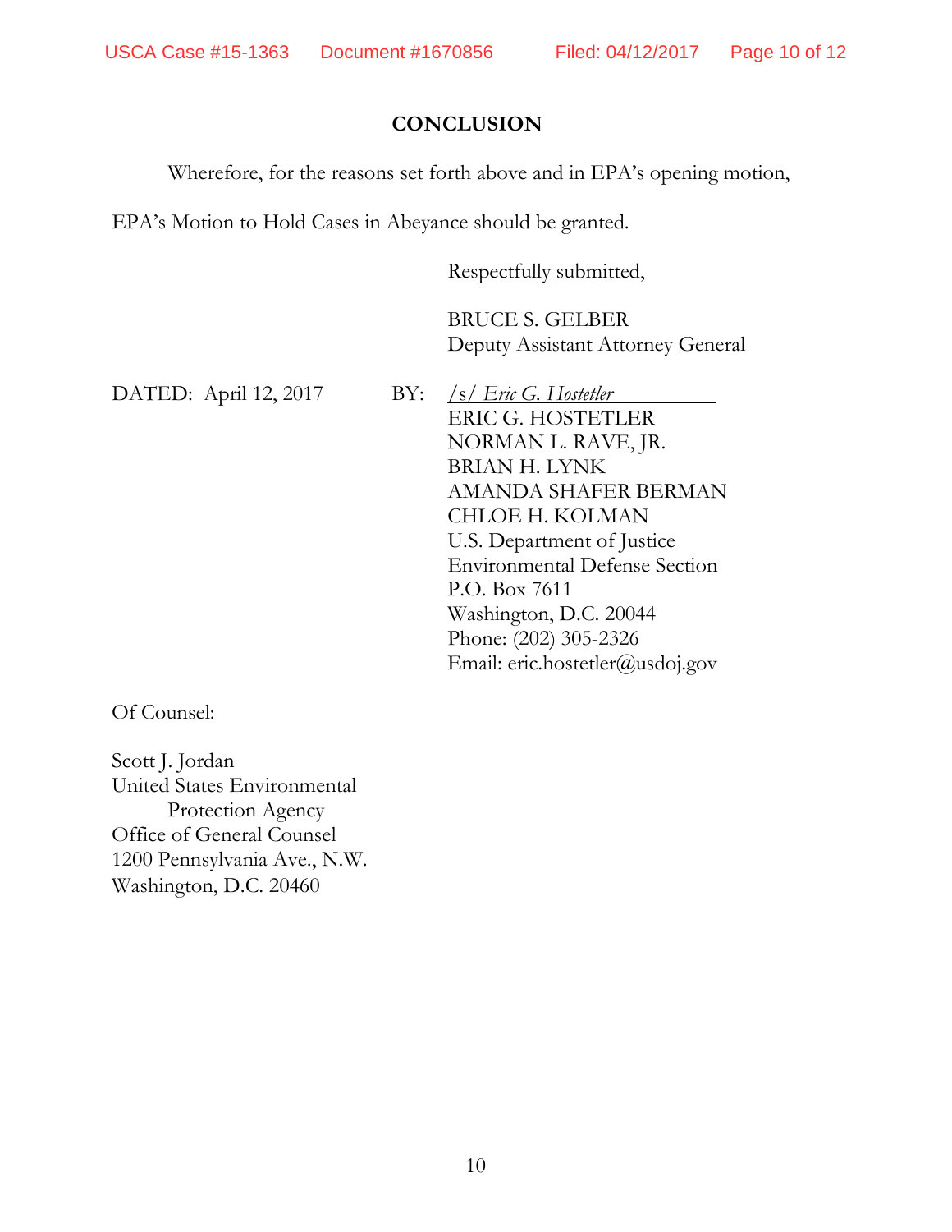## CONCLUSION

Wherefore, for the reasons set forth above and in EPA's opening motion, EPA's Motion to Hold Cases in Abeyance should be granted.

Respectfully submitted,

BRUCE S. GELBER
Deputy Assistant Attorney General

DATED: April 12, 2017

BY: */s/ Eric G. Hostetler*
ERIC G. HOSTETLER
NORMAN L. RAVE, JR.
BRIAN H. LYNK
AMANDA SHAFER BERMAN
CHLOE H. KOLMAN
U.S. Department of Justice
Environmental Defense Section
P.O. Box 7611
Washington, D.C. 20044
Phone: (202) 305-2326
Email: eric.hostetler@usdoj.gov

Of Counsel:

Scott J. Jordan
United States Environmental
Protection Agency
Office of General Counsel
1200 Pennsylvania Ave., N.W.
Washington, D.C. 20460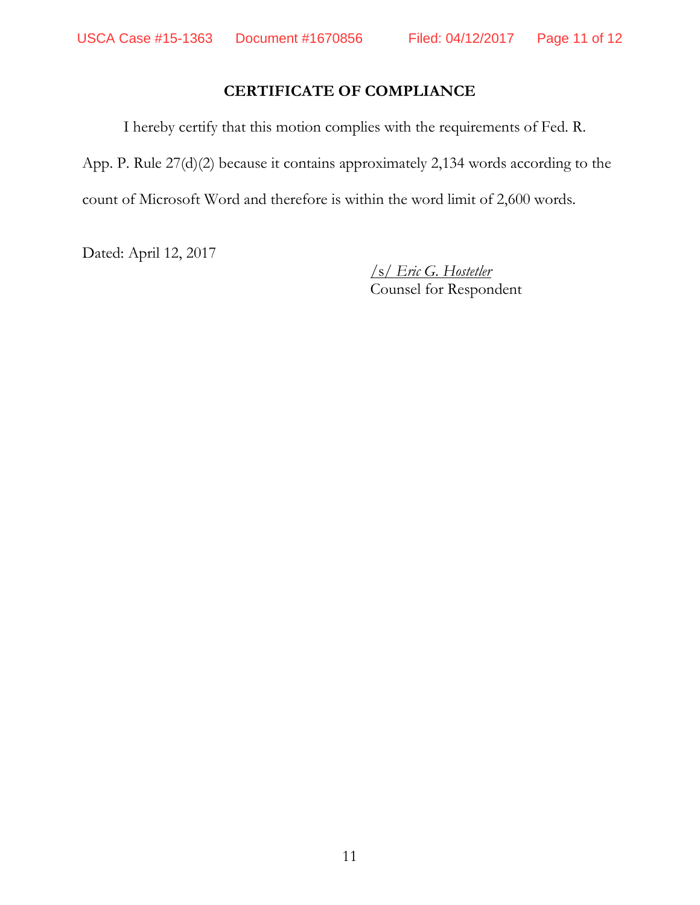## CERTIFICATE OF COMPLIANCE

I hereby certify that this motion complies with the requirements of Fed. R. App. P. Rule 27(d)(2) because it contains approximately 2,134 words according to the count of Microsoft Word and therefore is within the word limit of 2,600 words.

Dated: April 12, 2017

/s/ *Eric G. Hostetler*
Counsel for Respondent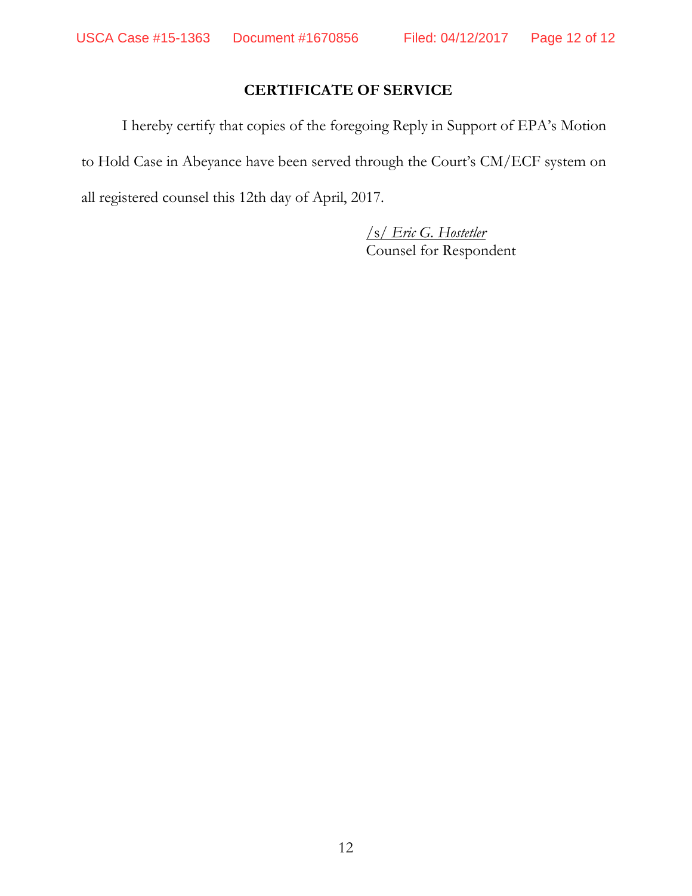**CERTIFICATE OF SERVICE**

I hereby certify that copies of the foregoing Reply in Support of EPA's Motion to Hold Case in Abeyance have been served through the Court's CM/ECF system on all registered counsel this 12th day of April, 2017.

/s/ *Eric G. Hostetler*
Counsel for Respondent